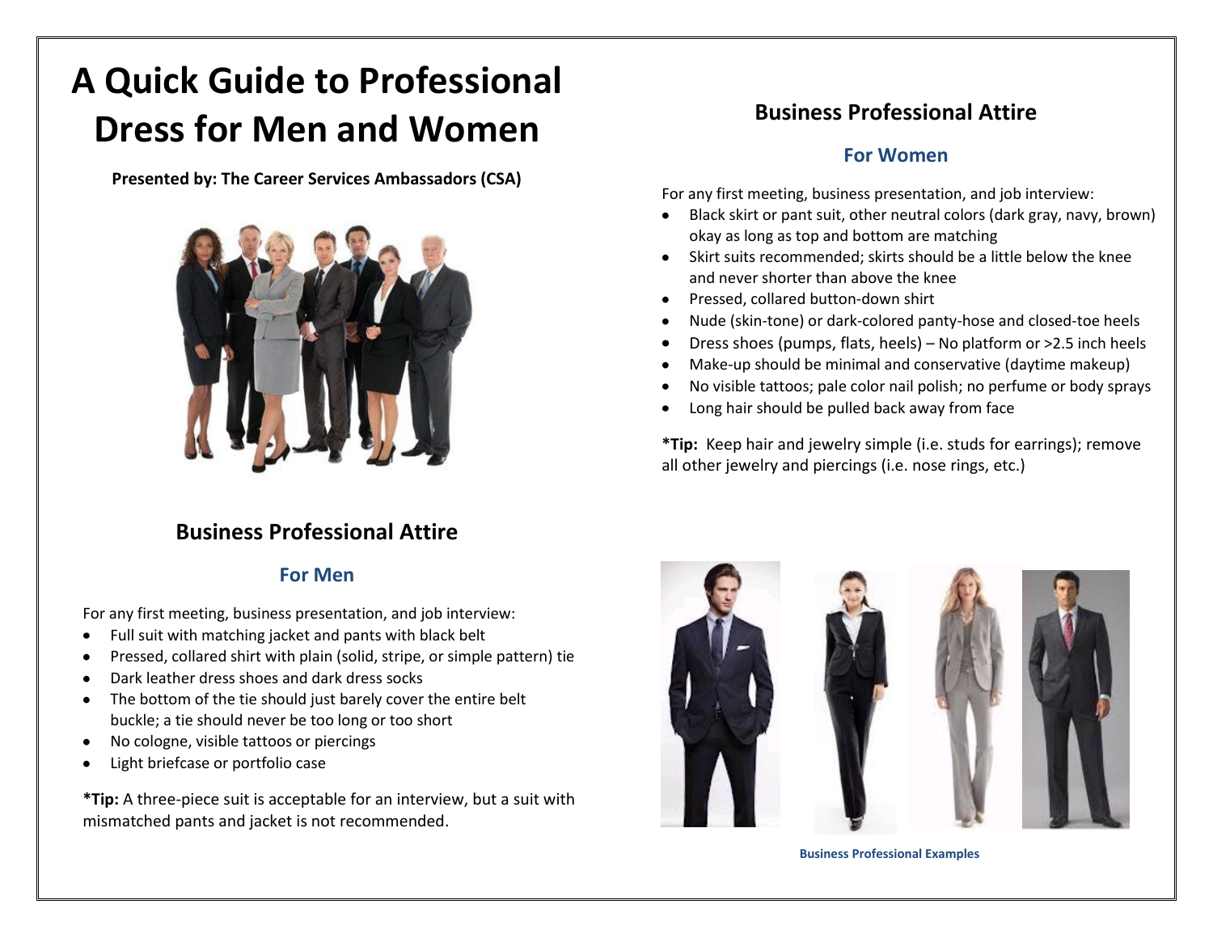# A Quick Guide to Professional Dress for Men and Women

**Presented by: The Career Services Ambassadors (CSA)**

## Business Professional Attire

### For Men

For any first meeting, business presentation, and job interview:

- Full suit with matching jacket and pants with black belt
- Pressed, collared shirt with plain (solid, stripe, or simple pattern) tie
- Dark leather dress shoes and dark dress socks
- The bottom of the tie should just barely cover the entire belt buckle; a tie should never be too long or too short
- No cologne, visible tattoos or piercings
- Light briefcase or portfolio case

***Tip:** A three-piece suit is acceptable for an interview, but a suit with mismatched pants and jacket is not recommended.

## Business Professional Attire

### For Women

For any first meeting, business presentation, and job interview:

- Black skirt or pant suit, other neutral colors (dark gray, navy, brown) okay as long as top and bottom are matching
- Skirt suits recommended; skirts should be a little below the knee and never shorter than above the knee
- Pressed, collared button-down shirt
- Nude (skin-tone) or dark-colored panty-hose and closed-toe heels
- Dress shoes (pumps, flats, heels) – No platform or >2.5 inch heels
- Make-up should be minimal and conservative (daytime makeup)
- No visible tattoos; pale color nail polish; no perfume or body sprays
- Long hair should be pulled back away from face

***Tip:** Keep hair and jewelry simple (i.e. studs for earrings); remove all other jewelry and piercings (i.e. nose rings, etc.)

**Business Professional Examples**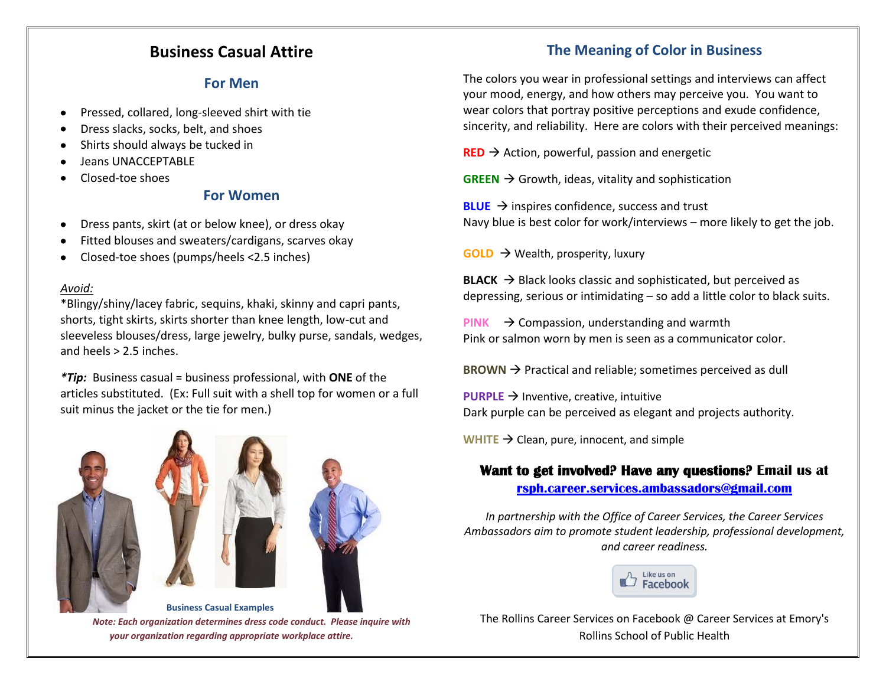# Business Casual Attire

## For Men

- Pressed, collared, long-sleeved shirt with tie
- Dress slacks, socks, belt, and shoes
- Shirts should always be tucked in
- Jeans UNACCEPTABLE
- Closed-toe shoes

## For Women

- Dress pants, skirt (at or below knee), or dress okay
- Fitted blouses and sweaters/cardigans, scarves okay
- Closed-toe shoes (pumps/heels <2.5 inches)

*Avoid:*
*Blingy/shiny/lacey fabric, sequins, khaki, skinny and capri pants, shorts, tight skirts, skirts shorter than knee length, low-cut and sleeveless blouses/dress, large jewelry, bulky purse, sandals, wedges, and heels > 2.5 inches.

***Tip:*** Business casual = business professional, with **ONE** of the articles substituted. (Ex: Full suit with a shell top for women or a full suit minus the jacket or the tie for men.)

**Business Casual Examples**

*Note: Each organization determines dress code conduct. Please inquire with your organization regarding appropriate workplace attire.*

# The Meaning of Color in Business

The colors you wear in professional settings and interviews can affect your mood, energy, and how others may perceive you. You want to wear colors that portray positive perceptions and exude confidence, sincerity, and reliability. Here are colors with their perceived meanings:

**RED** → Action, powerful, passion and energetic

**GREEN** → Growth, ideas, vitality and sophistication

**BLUE** → inspires confidence, success and trust
Navy blue is best color for work/interviews – more likely to get the job.

**GOLD** → Wealth, prosperity, luxury

**BLACK** → Black looks classic and sophisticated, but perceived as depressing, serious or intimidating – so add a little color to black suits.

**PINK** → Compassion, understanding and warmth
Pink or salmon worn by men is seen as a communicator color.

**BROWN** → Practical and reliable; sometimes perceived as dull

**PURPLE** → Inventive, creative, intuitive
Dark purple can be perceived as elegant and projects authority.

**WHITE** → Clean, pure, innocent, and simple

**Want to get involved? Have any questions? Email us at [rsph.career.services.ambassadors@gmail.com](mailto:rsph.career.services.ambassadors@gmail.com)**

*In partnership with the Office of Career Services, the Career Services Ambassadors aim to promote student leadership, professional development, and career readiness.*

Like us on Facebook

The Rollins Career Services on Facebook @ Career Services at Emory's Rollins School of Public Health